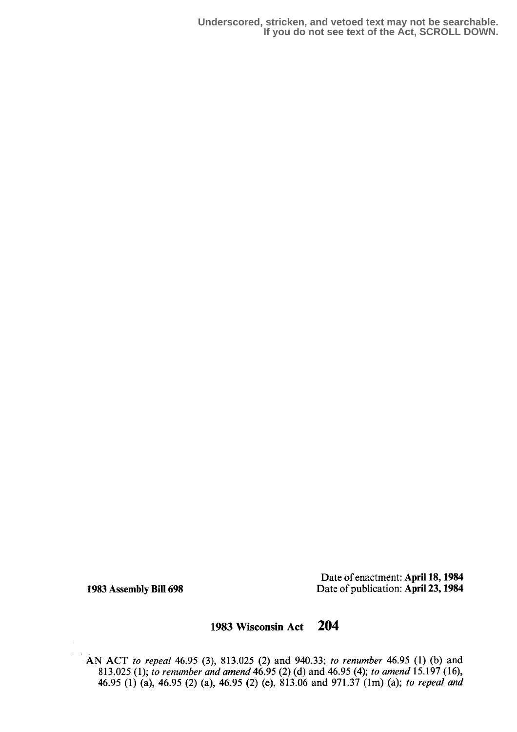Underscored, stricken, and vetoed text may not be searchable.
If you do not see text of the Act, SCROLL DOWN.

1983 Assembly Bill 698

Date of enactment: **April 18, 1984**
Date of publication: **April 23, 1984**

# 1983 Wisconsin Act 204

AN ACT *to repeal* 46.95 (3), 813.025 (2) and 940.33; *to renumber* 46.95 (1) (b) and 813.025 (1); *to renumber and amend* 46.95 (2) (d) and 46.95 (4); *to amend* 15.197 (16), 46.95 (1) (a), 46.95 (2) (a), 46.95 (2) (e), 813.06 and 971.37 (1m) (a); *to repeal and*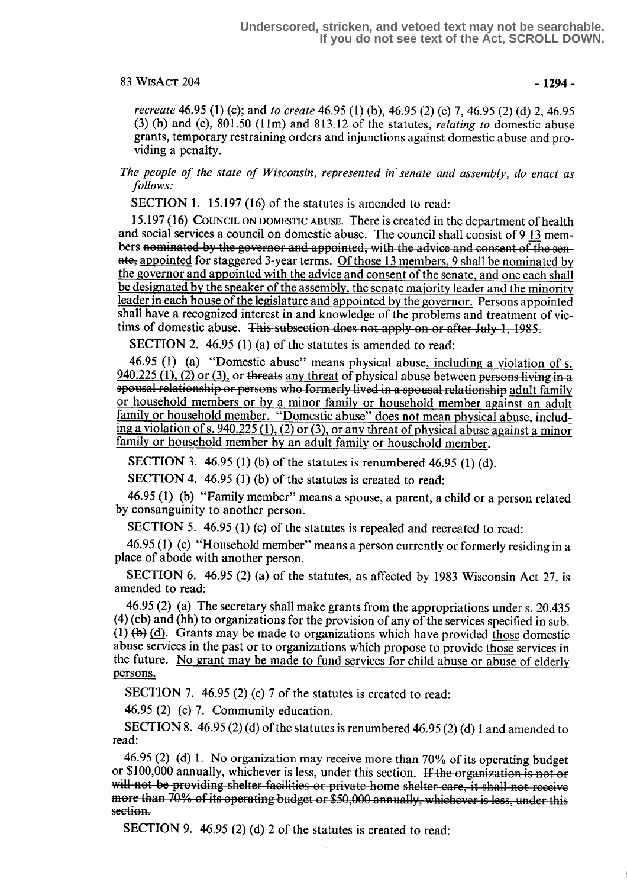*recreate* 46.95 (1) (c); and *to create* 46.95 (1) (b), 46.95 (2) (c) 7, 46.95 (2) (d) 2, 46.95 (3) (b) and (c), 801.50 (11m) and 813.12 of the statutes, *relating to* domestic abuse grants, temporary restraining orders and injunctions against domestic abuse and providing a penalty.

*The people of the state of Wisconsin, represented in senate and assembly, do enact as follows:*

SECTION 1. 15.197 (16) of the statutes is amended to read:

15.197 (16) COUNCIL ON DOMESTIC ABUSE. There is created in the department of health and social services a council on domestic abuse. The council shall consist of ~~9~~ <u>13</u> members ~~nominated by the governor and appointed, with the advice and consent of the senate,~~ <u>appointed</u> for staggered 3-year terms. <u>Of those 13 members, 9 shall be nominated by the governor and appointed with the advice and consent of the senate, and one each shall be designated by the speaker of the assembly, the senate majority leader and the minority leader in each house of the legislature and appointed by the governor.</u> Persons appointed shall have a recognized interest in and knowledge of the problems and treatment of victims of domestic abuse. ~~This subsection does not apply on or after July 1, 1985.~~

SECTION 2. 46.95 (1) (a) of the statutes is amended to read:

46.95 (1) (a) "Domestic abuse" means physical abuse<u>, including a violation of s. 940.225 (1), (2) or (3),</u> or ~~threats~~ <u>any threat</u> of physical abuse between ~~persons living in a spousal relationship or persons who formerly lived in a spousal relationship~~ <u>adult family or household members or by a minor family or household member against an adult family or household member. "Domestic abuse" does not mean physical abuse, including a violation of s. 940.225 (1), (2) or (3), or any threat of physical abuse against a minor family or household member by an adult family or household member</u>.

SECTION 3. 46.95 (1) (b) of the statutes is renumbered 46.95 (1) (d).

SECTION 4. 46.95 (1) (b) of the statutes is created to read:

46.95 (1) (b) "Family member" means a spouse, a parent, a child or a person related by consanguinity to another person.

SECTION 5. 46.95 (1) (c) of the statutes is repealed and recreated to read:

46.95 (1) (c) "Household member" means a person currently or formerly residing in a place of abode with another person.

SECTION 6. 46.95 (2) (a) of the statutes, as affected by 1983 Wisconsin Act 27, is amended to read:

46.95 (2) (a) The secretary shall make grants from the appropriations under s. 20.435 (4) (cb) and (hh) to organizations for the provision of any of the services specified in sub. (1) ~~(b)~~ <u>(d)</u>. Grants may be made to organizations which have provided <u>those</u> domestic abuse services in the past or to organizations which propose to provide <u>those</u> services in the future. <u>No grant may be made to fund services for child abuse or abuse of elderly persons.</u>

SECTION 7. 46.95 (2) (c) 7 of the statutes is created to read:

46.95 (2) (c) 7. Community education.

SECTION 8. 46.95 (2) (d) of the statutes is renumbered 46.95 (2) (d) 1 and amended to read:

46.95 (2) (d) 1. No organization may receive more than 70% of its operating budget or $100,000 annually, whichever is less, under this section. ~~If the organization is not or will not be providing shelter facilities or private home shelter care, it shall not receive more than 70% of its operating budget or $50,000 annually, whichever is less, under this section.~~

SECTION 9. 46.95 (2) (d) 2 of the statutes is created to read: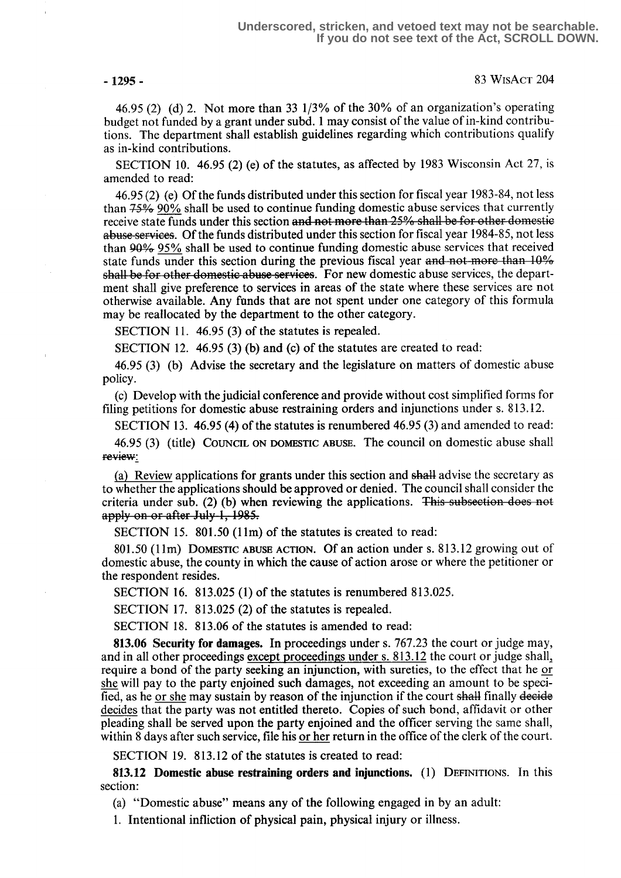46.95 (2) (d) 2. Not more than 33 1/3% of the 30% of an organization's operating budget not funded by a grant under subd. 1 may consist of the value of in-kind contributions. The department shall establish guidelines regarding which contributions qualify as in-kind contributions.

SECTION 10. 46.95 (2) (e) of the statutes, as affected by 1983 Wisconsin Act 27, is amended to read:

46.95 (2) (e) Of the funds distributed under this section for fiscal year 1983-84, not less than ~~75%~~ 90% shall be used to continue funding domestic abuse services that currently receive state funds under this section ~~and not more than 25% shall be for other domestic abuse services~~. Of the funds distributed under this section for fiscal year 1984-85, not less than ~~90%~~ 95% shall be used to continue funding domestic abuse services that received state funds under this section during the previous fiscal year ~~and not more than 10% shall be for other domestic abuse services~~. For new domestic abuse services, the department shall give preference to services in areas of the state where these services are not otherwise available. Any funds that are not spent under one category of this formula may be reallocated by the department to the other category.

SECTION 11. 46.95 (3) of the statutes is repealed.

SECTION 12. 46.95 (3) (b) and (c) of the statutes are created to read:

46.95 (3) (b) Advise the secretary and the legislature on matters of domestic abuse policy.

(c) Develop with the judicial conference and provide without cost simplified forms for filing petitions for domestic abuse restraining orders and injunctions under s. 813.12.

SECTION 13. 46.95 (4) of the statutes is renumbered 46.95 (3) and amended to read:

46.95 (3) (title) COUNCIL ON DOMESTIC ABUSE. The council on domestic abuse shall ~~review~~:

(a) Review applications for grants under this section and ~~shall~~ advise the secretary as to whether the applications should be approved or denied. The council shall consider the criteria under sub. (2) (b) when reviewing the applications. ~~This subsection does not apply on or after July 1, 1985.~~

SECTION 15. 801.50 (11m) of the statutes is created to read:

801.50 (11m) DOMESTIC ABUSE ACTION. Of an action under s. 813.12 growing out of domestic abuse, the county in which the cause of action arose or where the petitioner or the respondent resides.

SECTION 16. 813.025 (1) of the statutes is renumbered 813.025.

SECTION 17. 813.025 (2) of the statutes is repealed.

SECTION 18. 813.06 of the statutes is amended to read:

**813.06 Security for damages.** In proceedings under s. 767.23 the court or judge may, and in all other proceedings except proceedings under s. 813.12 the court or judge shall, require a bond of the party seeking an injunction, with sureties, to the effect that he or she will pay to the party enjoined such damages, not exceeding an amount to be specified, as he or she may sustain by reason of the injunction if the court ~~shall~~ finally ~~decide~~ decides that the party was not entitled thereto. Copies of such bond, affidavit or other pleading shall be served upon the party enjoined and the officer serving the same shall, within 8 days after such service, file his or her return in the office of the clerk of the court.

SECTION 19. 813.12 of the statutes is created to read:

**813.12 Domestic abuse restraining orders and injunctions.** (1) DEFINITIONS. In this section:

(a) "Domestic abuse" means any of the following engaged in by an adult:

1. Intentional infliction of physical pain, physical injury or illness.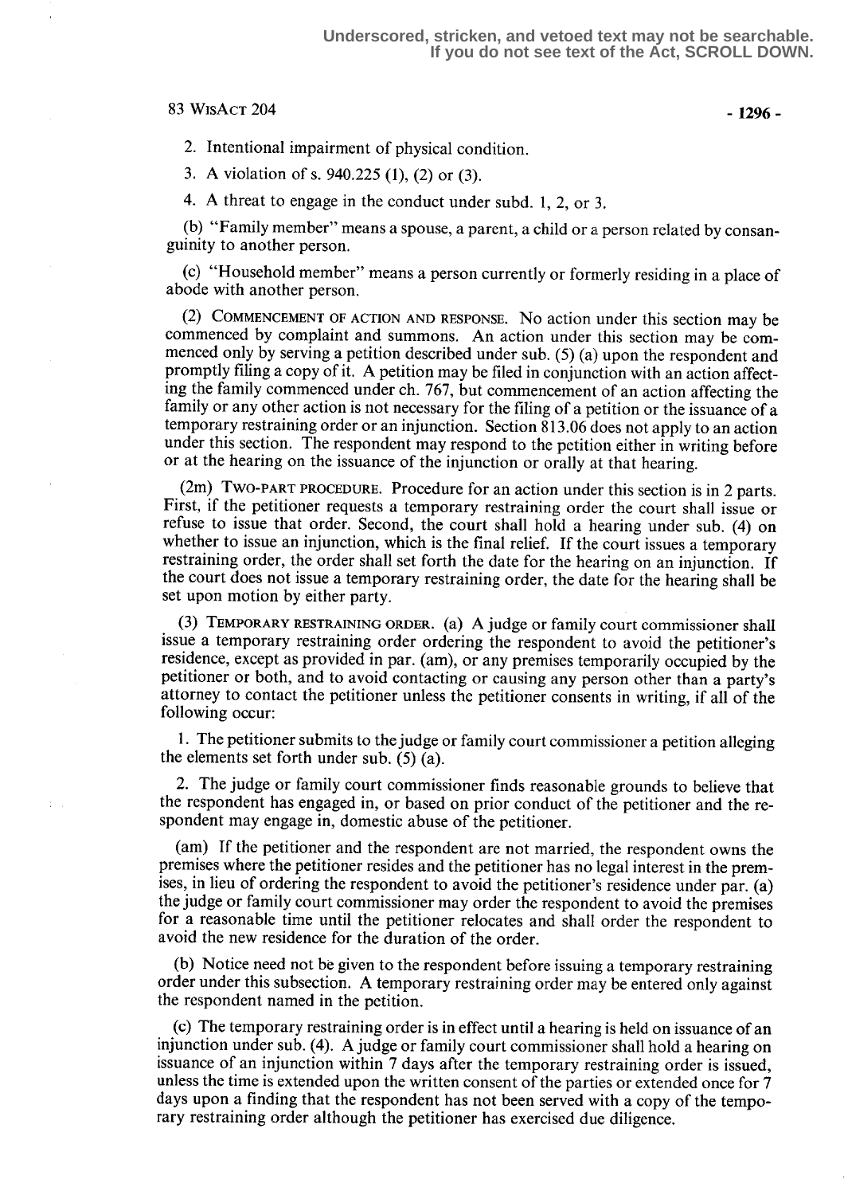2. Intentional impairment of physical condition.

3. A violation of s. 940.225 (1), (2) or (3).

4. A threat to engage in the conduct under subd. 1, 2, or 3.

(b) "Family member" means a spouse, a parent, a child or a person related by consanguinity to another person.

(c) "Household member" means a person currently or formerly residing in a place of abode with another person.

(2) COMMENCEMENT OF ACTION AND RESPONSE. No action under this section may be commenced by complaint and summons. An action under this section may be commenced only by serving a petition described under sub. (5) (a) upon the respondent and promptly filing a copy of it. A petition may be filed in conjunction with an action affecting the family commenced under ch. 767, but commencement of an action affecting the family or any other action is not necessary for the filing of a petition or the issuance of a temporary restraining order or an injunction. Section 813.06 does not apply to an action under this section. The respondent may respond to the petition either in writing before or at the hearing on the issuance of the injunction or orally at that hearing.

(2m) TWO-PART PROCEDURE. Procedure for an action under this section is in 2 parts. First, if the petitioner requests a temporary restraining order the court shall issue or refuse to issue that order. Second, the court shall hold a hearing under sub. (4) on whether to issue an injunction, which is the final relief. If the court issues a temporary restraining order, the order shall set forth the date for the hearing on an injunction. If the court does not issue a temporary restraining order, the date for the hearing shall be set upon motion by either party.

(3) TEMPORARY RESTRAINING ORDER. (a) A judge or family court commissioner shall issue a temporary restraining order ordering the respondent to avoid the petitioner's residence, except as provided in par. (am), or any premises temporarily occupied by the petitioner or both, and to avoid contacting or causing any person other than a party's attorney to contact the petitioner unless the petitioner consents in writing, if all of the following occur:

1. The petitioner submits to the judge or family court commissioner a petition alleging the elements set forth under sub. (5) (a).

2. The judge or family court commissioner finds reasonable grounds to believe that the respondent has engaged in, or based on prior conduct of the petitioner and the respondent may engage in, domestic abuse of the petitioner.

(am) If the petitioner and the respondent are not married, the respondent owns the premises where the petitioner resides and the petitioner has no legal interest in the premises, in lieu of ordering the respondent to avoid the petitioner's residence under par. (a) the judge or family court commissioner may order the respondent to avoid the premises for a reasonable time until the petitioner relocates and shall order the respondent to avoid the new residence for the duration of the order.

(b) Notice need not be given to the respondent before issuing a temporary restraining order under this subsection. A temporary restraining order may be entered only against the respondent named in the petition.

(c) The temporary restraining order is in effect until a hearing is held on issuance of an injunction under sub. (4). A judge or family court commissioner shall hold a hearing on issuance of an injunction within 7 days after the temporary restraining order is issued, unless the time is extended upon the written consent of the parties or extended once for 7 days upon a finding that the respondent has not been served with a copy of the temporary restraining order although the petitioner has exercised due diligence.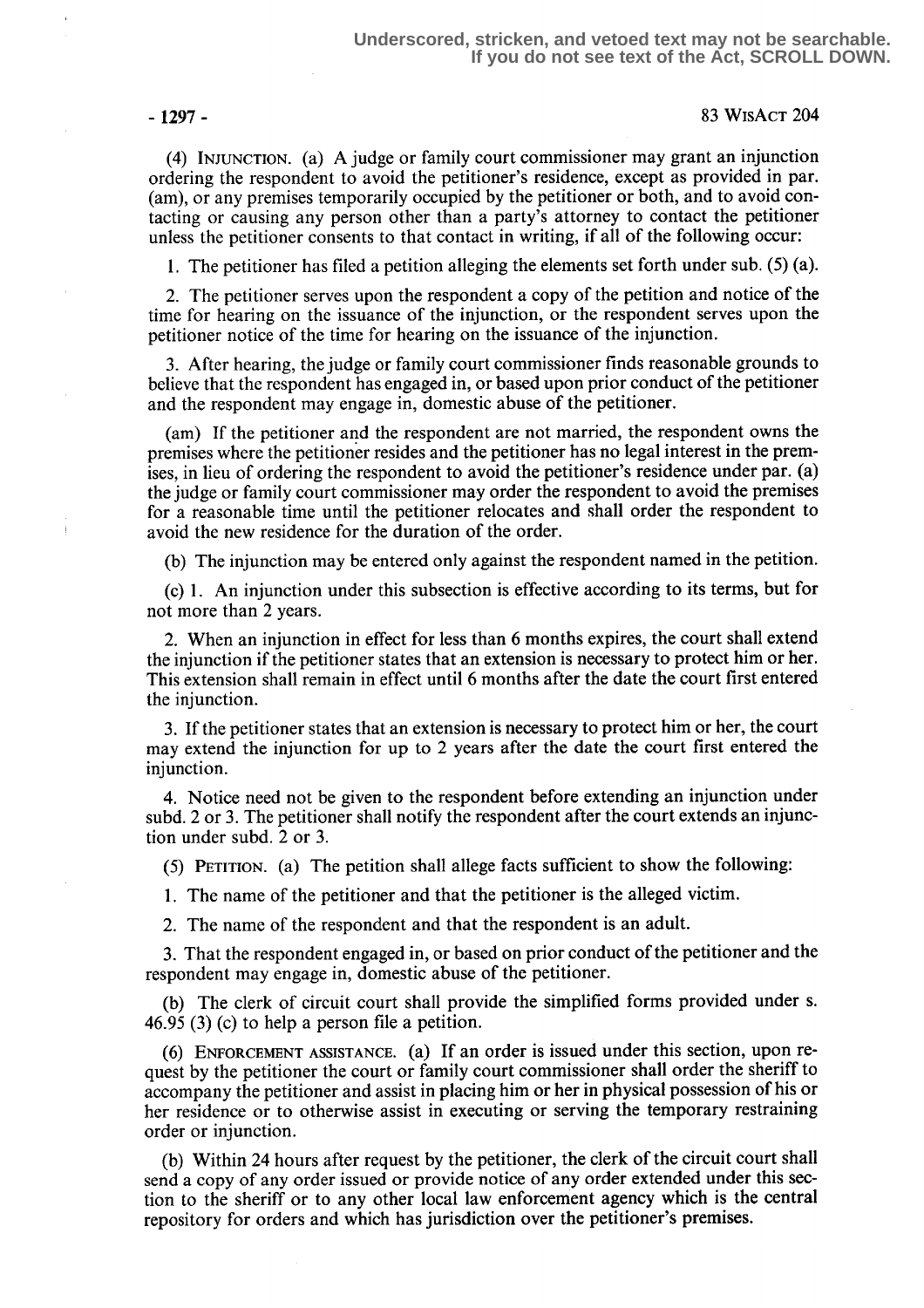(4) INJUNCTION. (a) A judge or family court commissioner may grant an injunction ordering the respondent to avoid the petitioner's residence, except as provided in par. (am), or any premises temporarily occupied by the petitioner or both, and to avoid contacting or causing any person other than a party's attorney to contact the petitioner unless the petitioner consents to that contact in writing, if all of the following occur:

1. The petitioner has filed a petition alleging the elements set forth under sub. (5) (a).

2. The petitioner serves upon the respondent a copy of the petition and notice of the time for hearing on the issuance of the injunction, or the respondent serves upon the petitioner notice of the time for hearing on the issuance of the injunction.

3. After hearing, the judge or family court commissioner finds reasonable grounds to believe that the respondent has engaged in, or based upon prior conduct of the petitioner and the respondent may engage in, domestic abuse of the petitioner.

(am) If the petitioner and the respondent are not married, the respondent owns the premises where the petitioner resides and the petitioner has no legal interest in the premises, in lieu of ordering the respondent to avoid the petitioner's residence under par. (a) the judge or family court commissioner may order the respondent to avoid the premises for a reasonable time until the petitioner relocates and shall order the respondent to avoid the new residence for the duration of the order.

(b) The injunction may be entered only against the respondent named in the petition.

(c) 1. An injunction under this subsection is effective according to its terms, but for not more than 2 years.

2. When an injunction in effect for less than 6 months expires, the court shall extend the injunction if the petitioner states that an extension is necessary to protect him or her. This extension shall remain in effect until 6 months after the date the court first entered the injunction.

3. If the petitioner states that an extension is necessary to protect him or her, the court may extend the injunction for up to 2 years after the date the court first entered the injunction.

4. Notice need not be given to the respondent before extending an injunction under subd. 2 or 3. The petitioner shall notify the respondent after the court extends an injunction under subd. 2 or 3.

(5) PETITION. (a) The petition shall allege facts sufficient to show the following:

1. The name of the petitioner and that the petitioner is the alleged victim.

2. The name of the respondent and that the respondent is an adult.

3. That the respondent engaged in, or based on prior conduct of the petitioner and the respondent may engage in, domestic abuse of the petitioner.

(b) The clerk of circuit court shall provide the simplified forms provided under s. 46.95 (3) (c) to help a person file a petition.

(6) ENFORCEMENT ASSISTANCE. (a) If an order is issued under this section, upon request by the petitioner the court or family court commissioner shall order the sheriff to accompany the petitioner and assist in placing him or her in physical possession of his or her residence or to otherwise assist in executing or serving the temporary restraining order or injunction.

(b) Within 24 hours after request by the petitioner, the clerk of the circuit court shall send a copy of any order issued or provide notice of any order extended under this section to the sheriff or to any other local law enforcement agency which is the central repository for orders and which has jurisdiction over the petitioner's premises.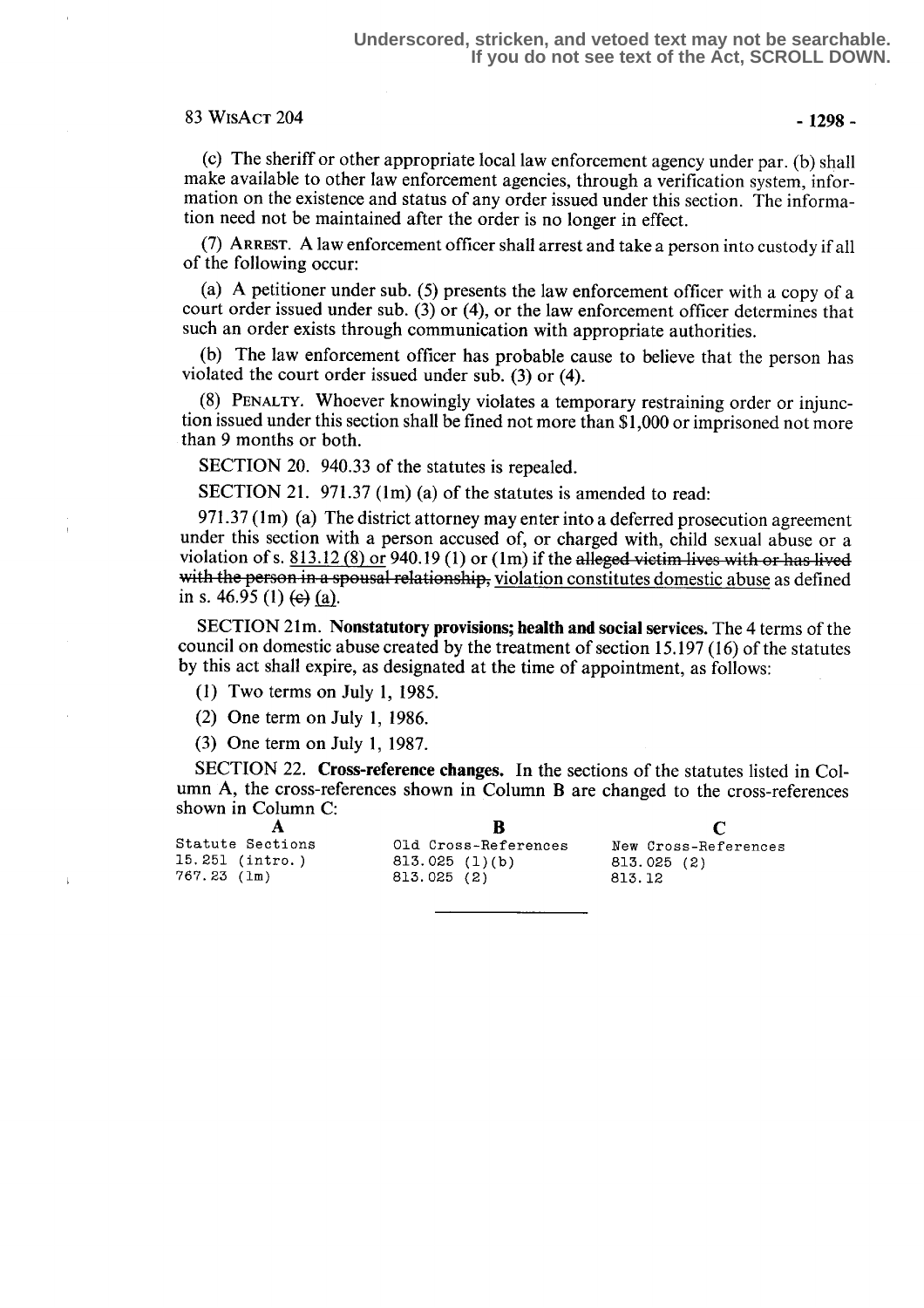(c) The sheriff or other appropriate local law enforcement agency under par. (b) shall make available to other law enforcement agencies, through a verification system, information on the existence and status of any order issued under this section. The information need not be maintained after the order is no longer in effect.

(7) ARREST. A law enforcement officer shall arrest and take a person into custody if all of the following occur:

(a) A petitioner under sub. (5) presents the law enforcement officer with a copy of a court order issued under sub. (3) or (4), or the law enforcement officer determines that such an order exists through communication with appropriate authorities.

(b) The law enforcement officer has probable cause to believe that the person has violated the court order issued under sub. (3) or (4).

(8) PENALTY. Whoever knowingly violates a temporary restraining order or injunction issued under this section shall be fined not more than $1,000 or imprisoned not more than 9 months or both.

SECTION 20. 940.33 of the statutes is repealed.

SECTION 21. 971.37 (1m) (a) of the statutes is amended to read:

971.37 (1m) (a) The district attorney may enter into a deferred prosecution agreement under this section with a person accused of, or charged with, child sexual abuse or a violation of s. 813.12 (8) or 940.19 (1) or (1m) if the ~~alleged victim lives with or has lived with the person in a spousal relationship,~~ violation constitutes domestic abuse as defined in s. 46.95 (1) ~~(c)~~ (a).

SECTION 21m. **Nonstatutory provisions; health and social services.** The 4 terms of the council on domestic abuse created by the treatment of section 15.197 (16) of the statutes by this act shall expire, as designated at the time of appointment, as follows:

(1) Two terms on July 1, 1985.

(2) One term on July 1, 1986.

(3) One term on July 1, 1987.

SECTION 22. **Cross-reference changes.** In the sections of the statutes listed in Column A, the cross-references shown in Column B are changed to the cross-references shown in Column C:

| A | B | C |
|---|---|---|
| Statute Sections | Old Cross-References | New Cross-References |
| 15.251 (intro.) | 813.025 (1)(b) | 813.025 (2) |
| 767.23 (1m) | 813.025 (2) | 813.12 |